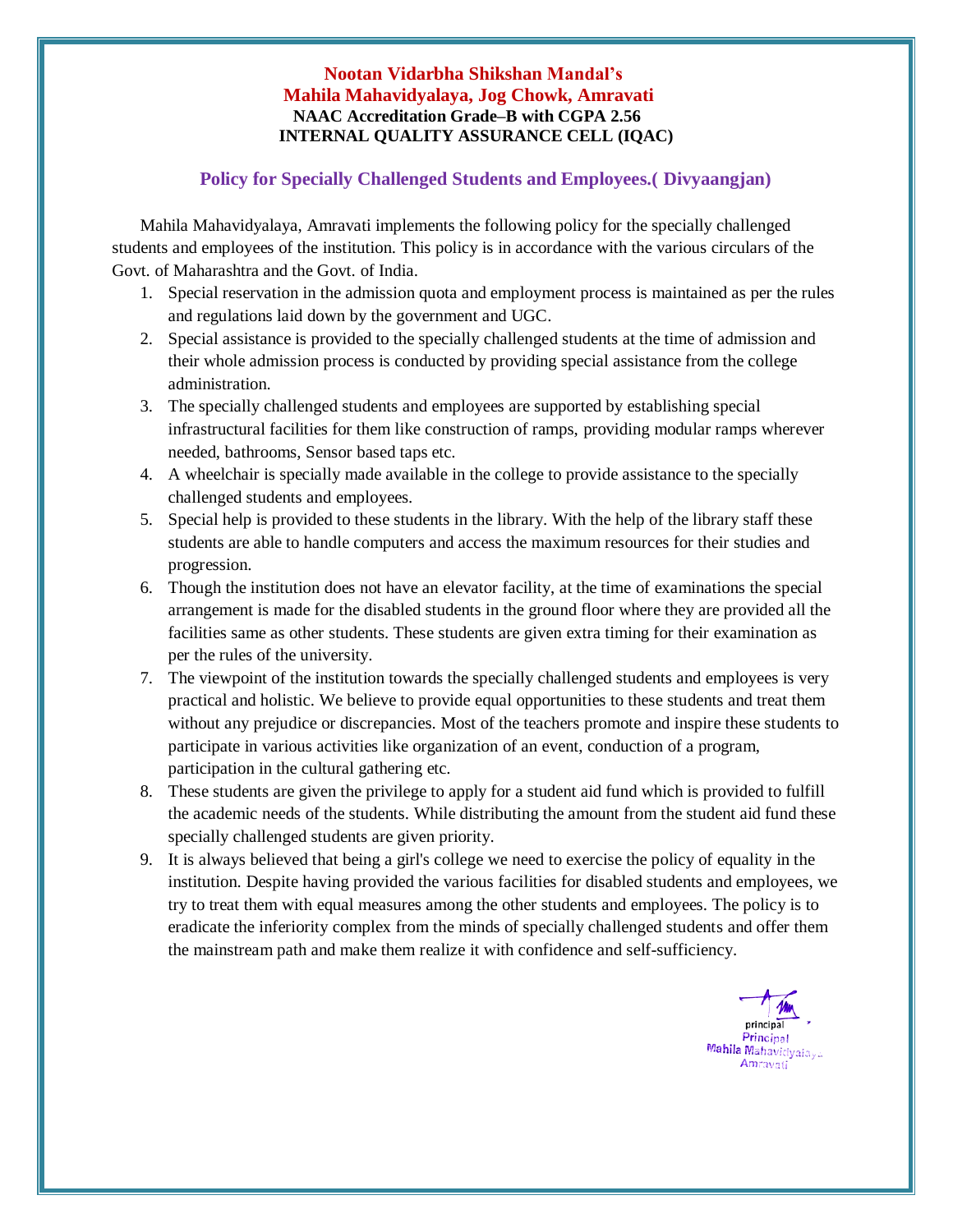**Nootan Vidarbha Shikshan Mandal's**
**Mahila Mahavidyalaya, Jog Chowk, Amravati**
**NAAC Accreditation Grade–B with CGPA 2.56**
**INTERNAL QUALITY ASSURANCE CELL (IQAC)**

## Policy for Specially Challenged Students and Employees.( Divyaangjan)

Mahila Mahavidyalaya, Amravati implements the following policy for the specially challenged students and employees of the institution. This policy is in accordance with the various circulars of the Govt. of Maharashtra and the Govt. of India.

1. Special reservation in the admission quota and employment process is maintained as per the rules and regulations laid down by the government and UGC.
2. Special assistance is provided to the specially challenged students at the time of admission and their whole admission process is conducted by providing special assistance from the college administration.
3. The specially challenged students and employees are supported by establishing special infrastructural facilities for them like construction of ramps, providing modular ramps wherever needed, bathrooms, Sensor based taps etc.
4. A wheelchair is specially made available in the college to provide assistance to the specially challenged students and employees.
5. Special help is provided to these students in the library. With the help of the library staff these students are able to handle computers and access the maximum resources for their studies and progression.
6. Though the institution does not have an elevator facility, at the time of examinations the special arrangement is made for the disabled students in the ground floor where they are provided all the facilities same as other students. These students are given extra timing for their examination as per the rules of the university.
7. The viewpoint of the institution towards the specially challenged students and employees is very practical and holistic. We believe to provide equal opportunities to these students and treat them without any prejudice or discrepancies. Most of the teachers promote and inspire these students to participate in various activities like organization of an event, conduction of a program, participation in the cultural gathering etc.
8. These students are given the privilege to apply for a student aid fund which is provided to fulfill the academic needs of the students. While distributing the amount from the student aid fund these specially challenged students are given priority.
9. It is always believed that being a girl's college we need to exercise the policy of equality in the institution. Despite having provided the various facilities for disabled students and employees, we try to treat them with equal measures among the other students and employees. The policy is to eradicate the inferiority complex from the minds of specially challenged students and offer them the mainstream path and make them realize it with confidence and self-sufficiency.

principal
Principal
Mahila Mahavidyalaya
Amravati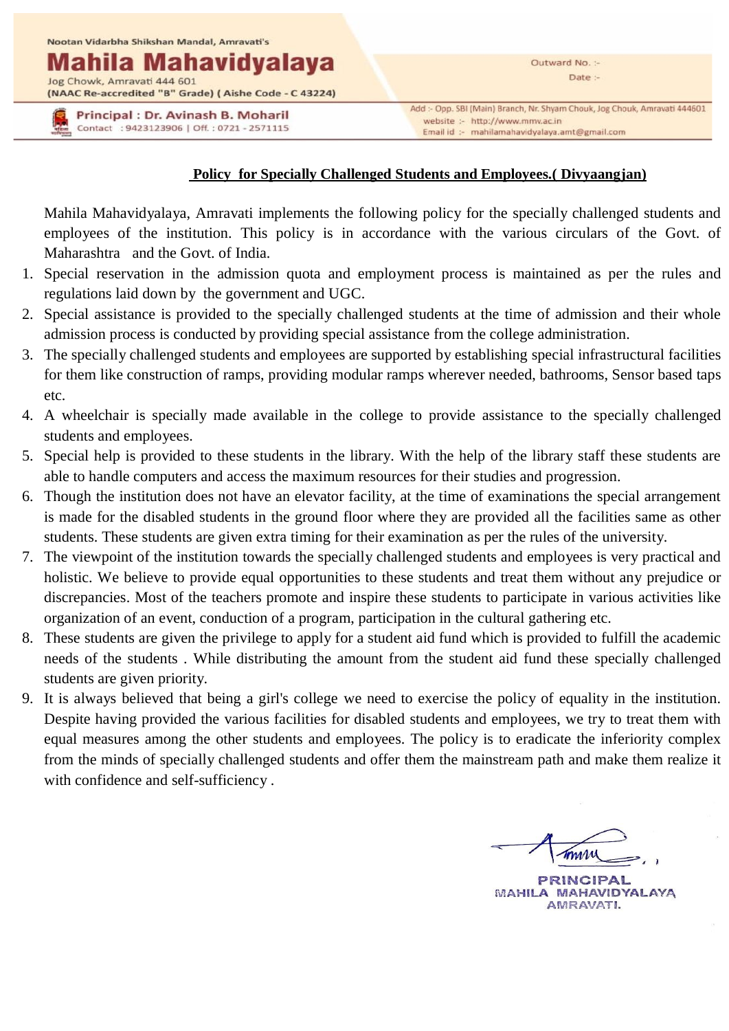Nootan Vidarbha Shikshan Mandal, Amravati's

# Mahila Mahavidyalaya

Jog Chowk, Amravati 444 601
**(NAAC Re-accredited "B" Grade) ( Aishe Code - C 43224)**

**Principal : Dr. Avinash B. Moharil**
Contact : 9423123906 | Off. : 0721 - 2571115

Outward No. :-
Date :-

Add :- Opp. SBI (Main) Branch, Nr. Shyam Chouk, Jog Chouk, Amravati 444601
website :- http://www.mmv.ac.in
Email id :- mahilamahavidyalaya.amt@gmail.com

## Policy for Specially Challenged Students and Employees.( Divyaangjan)

Mahila Mahavidyalaya, Amravati implements the following policy for the specially challenged students and employees of the institution. This policy is in accordance with the various circulars of the Govt. of Maharashtra and the Govt. of India.

1. Special reservation in the admission quota and employment process is maintained as per the rules and regulations laid down by the government and UGC.
2. Special assistance is provided to the specially challenged students at the time of admission and their whole admission process is conducted by providing special assistance from the college administration.
3. The specially challenged students and employees are supported by establishing special infrastructural facilities for them like construction of ramps, providing modular ramps wherever needed, bathrooms, Sensor based taps etc.
4. A wheelchair is specially made available in the college to provide assistance to the specially challenged students and employees.
5. Special help is provided to these students in the library. With the help of the library staff these students are able to handle computers and access the maximum resources for their studies and progression.
6. Though the institution does not have an elevator facility, at the time of examinations the special arrangement is made for the disabled students in the ground floor where they are provided all the facilities same as other students. These students are given extra timing for their examination as per the rules of the university.
7. The viewpoint of the institution towards the specially challenged students and employees is very practical and holistic. We believe to provide equal opportunities to these students and treat them without any prejudice or discrepancies. Most of the teachers promote and inspire these students to participate in various activities like organization of an event, conduction of a program, participation in the cultural gathering etc.
8. These students are given the privilege to apply for a student aid fund which is provided to fulfill the academic needs of the students . While distributing the amount from the student aid fund these specially challenged students are given priority.
9. It is always believed that being a girl's college we need to exercise the policy of equality in the institution. Despite having provided the various facilities for disabled students and employees, we try to treat them with equal measures among the other students and employees. The policy is to eradicate the inferiority complex from the minds of specially challenged students and offer them the mainstream path and make them realize it with confidence and self-sufficiency .

PRINCIPAL
MAHILA MAHAVIDYALAYA
AMRAVATI.